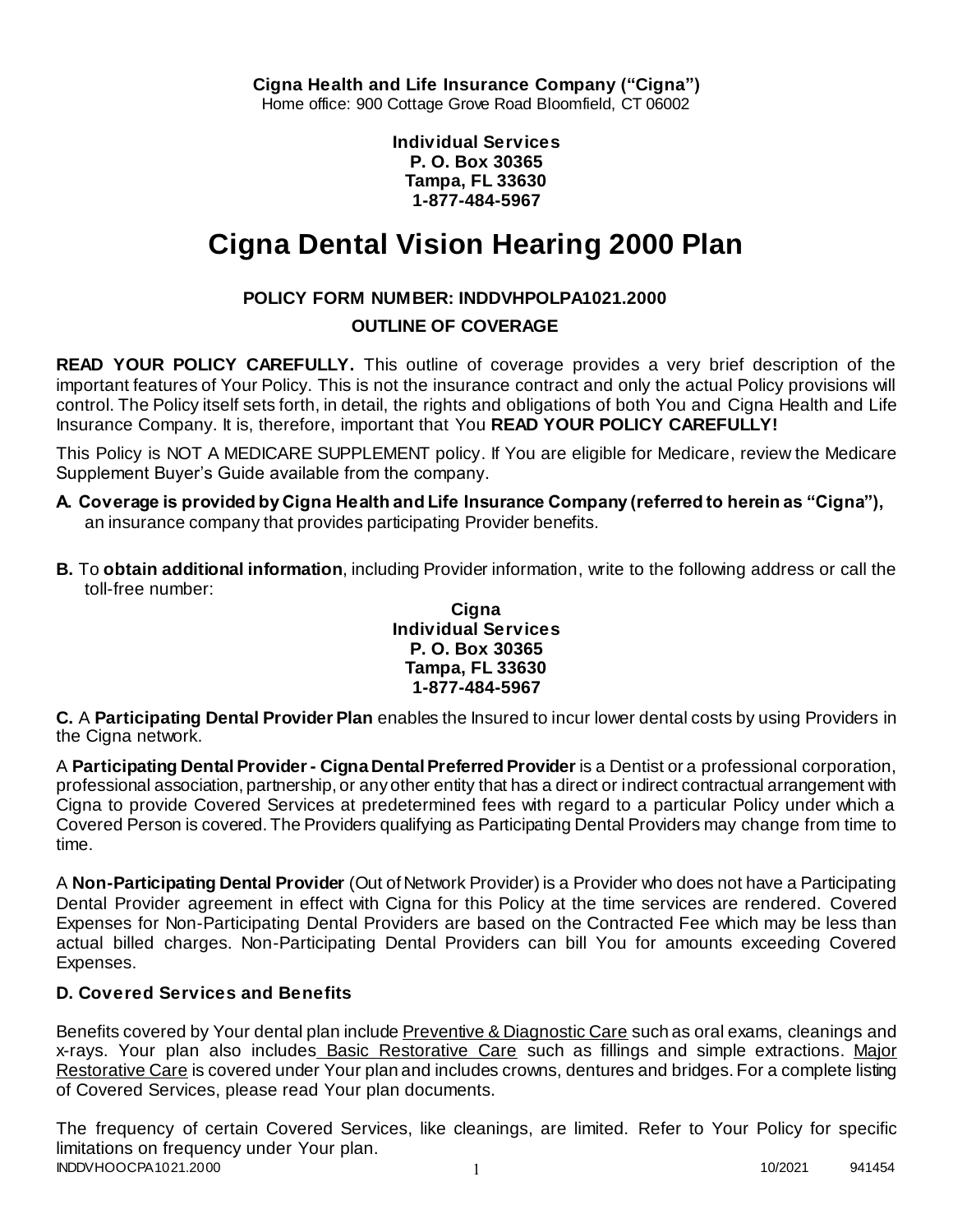**Cigna Health and Life Insurance Company ("Cigna")**
Home office: 900 Cottage Grove Road Bloomfield, CT 06002

**Individual Services**
**P. O. Box 30365**
**Tampa, FL 33630**
**1-877-484-5967**

# Cigna Dental Vision Hearing 2000 Plan

**POLICY FORM NUMBER: INDDVHPOLPA1021.2000**

**OUTLINE OF COVERAGE**

**READ YOUR POLICY CAREFULLY.** This outline of coverage provides a very brief description of the important features of Your Policy. This is not the insurance contract and only the actual Policy provisions will control. The Policy itself sets forth, in detail, the rights and obligations of both You and Cigna Health and Life Insurance Company. It is, therefore, important that You **READ YOUR POLICY CAREFULLY!**

This Policy is NOT A MEDICARE SUPPLEMENT policy. If You are eligible for Medicare, review the Medicare Supplement Buyer's Guide available from the company.

**A. Coverage is provided by Cigna Health and Life Insurance Company (referred to herein as "Cigna"),** an insurance company that provides participating Provider benefits.

**B.** To **obtain additional information**, including Provider information, write to the following address or call the toll-free number:

**Cigna**
**Individual Services**
**P. O. Box 30365**
**Tampa, FL 33630**
**1-877-484-5967**

**C.** A **Participating Dental Provider Plan** enables the Insured to incur lower dental costs by using Providers in the Cigna network.

A **Participating Dental Provider - Cigna Dental Preferred Provider** is a Dentist or a professional corporation, professional association, partnership, or any other entity that has a direct or indirect contractual arrangement with Cigna to provide Covered Services at predetermined fees with regard to a particular Policy under which a Covered Person is covered. The Providers qualifying as Participating Dental Providers may change from time to time.

A **Non-Participating Dental Provider** (Out of Network Provider) is a Provider who does not have a Participating Dental Provider agreement in effect with Cigna for this Policy at the time services are rendered. Covered Expenses for Non-Participating Dental Providers are based on the Contracted Fee which may be less than actual billed charges. Non-Participating Dental Providers can bill You for amounts exceeding Covered Expenses.

### D. Covered Services and Benefits

Benefits covered by Your dental plan include Preventive & Diagnostic Care such as oral exams, cleanings and x-rays. Your plan also includes Basic Restorative Care such as fillings and simple extractions. Major Restorative Care is covered under Your plan and includes crowns, dentures and bridges. For a complete listing of Covered Services, please read Your plan documents.

The frequency of certain Covered Services, like cleanings, are limited. Refer to Your Policy for specific limitations on frequency under Your plan.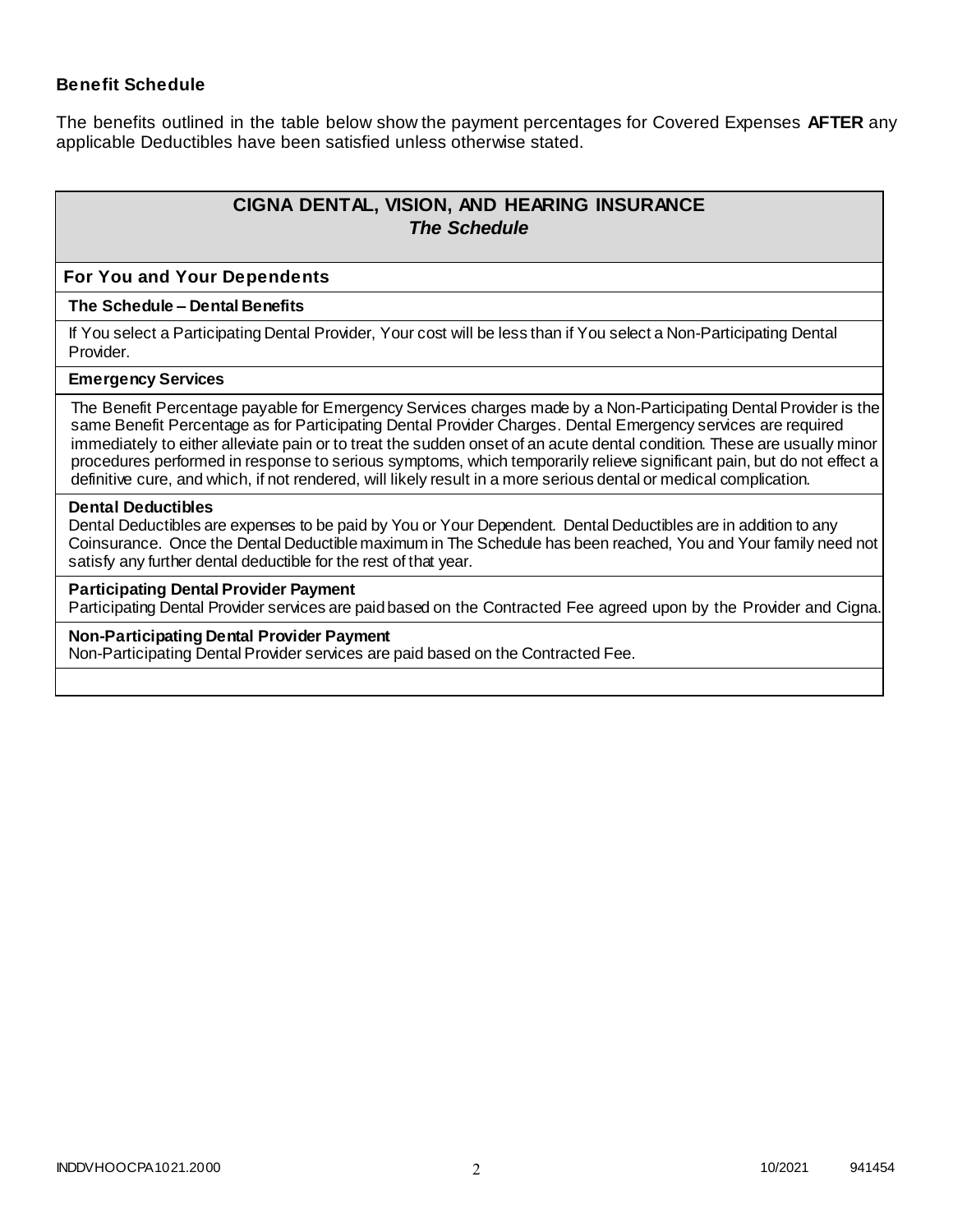### Benefit Schedule

The benefits outlined in the table below show the payment percentages for Covered Expenses **AFTER** any applicable Deductibles have been satisfied unless otherwise stated.

## CIGNA DENTAL, VISION, AND HEARING INSURANCE
### *The Schedule*

**For You and Your Dependents**

**The Schedule – Dental Benefits**

If You select a Participating Dental Provider, Your cost will be less than if You select a Non-Participating Dental Provider.

**Emergency Services**

The Benefit Percentage payable for Emergency Services charges made by a Non-Participating Dental Provider is the same Benefit Percentage as for Participating Dental Provider Charges. Dental Emergency services are required immediately to either alleviate pain or to treat the sudden onset of an acute dental condition. These are usually minor procedures performed in response to serious symptoms, which temporarily relieve significant pain, but do not effect a definitive cure, and which, if not rendered, will likely result in a more serious dental or medical complication.

**Dental Deductibles**

Dental Deductibles are expenses to be paid by You or Your Dependent. Dental Deductibles are in addition to any Coinsurance. Once the Dental Deductible maximum in The Schedule has been reached, You and Your family need not satisfy any further dental deductible for the rest of that year.

**Participating Dental Provider Payment**

Participating Dental Provider services are paid based on the Contracted Fee agreed upon by the Provider and Cigna.

**Non-Participating Dental Provider Payment**

Non-Participating Dental Provider services are paid based on the Contracted Fee.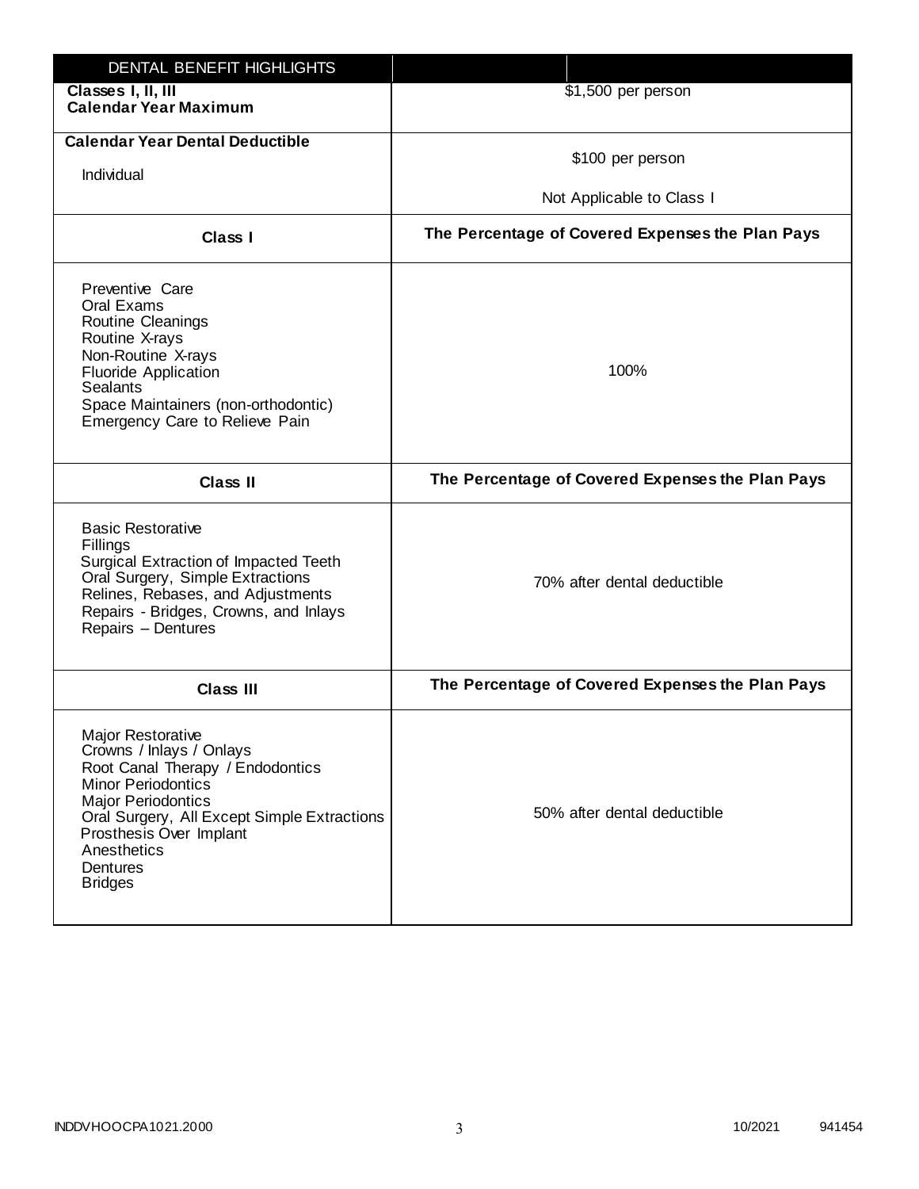| DENTAL BENEFIT HIGHLIGHTS | |
|---|---|
| **Classes I, II, III**<br>**Calendar Year Maximum** | $1,500 per person |
| **Calendar Year Dental Deductible**<br><br>Individual | $100 per person<br><br>Not Applicable to Class I |
| **Class I** | **The Percentage of Covered Expenses the Plan Pays** |
| Preventive Care<br>Oral Exams<br>Routine Cleanings<br>Routine X-rays<br>Non-Routine X-rays<br>Fluoride Application<br>Sealants<br>Space Maintainers (non-orthodontic)<br>Emergency Care to Relieve Pain | 100% |
| **Class II** | **The Percentage of Covered Expenses the Plan Pays** |
| Basic Restorative<br>Fillings<br>Surgical Extraction of Impacted Teeth<br>Oral Surgery, Simple Extractions<br>Relines, Rebases, and Adjustments<br>Repairs - Bridges, Crowns, and Inlays<br>Repairs – Dentures | 70% after dental deductible |
| **Class III** | **The Percentage of Covered Expenses the Plan Pays** |
| Major Restorative<br>Crowns / Inlays / Onlays<br>Root Canal Therapy / Endodontics<br>Minor Periodontics<br>Major Periodontics<br>Oral Surgery, All Except Simple Extractions<br>Prosthesis Over Implant<br>Anesthetics<br>Dentures<br>Bridges | 50% after dental deductible |

INDDVHOOCPA1021.2000 10/2021 941454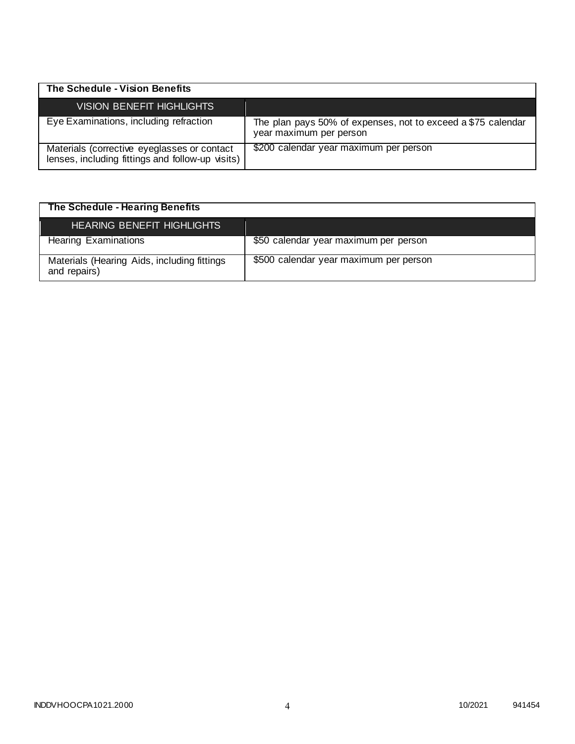| The Schedule - Vision Benefits | |
|---|---|
| **VISION BENEFIT HIGHLIGHTS** | |
| Eye Examinations, including refraction | The plan pays 50% of expenses, not to exceed a $75 calendar year maximum per person |
| Materials (corrective eyeglasses or contact lenses, including fittings and follow-up visits) | $200 calendar year maximum per person |

| The Schedule - Hearing Benefits | |
|---|---|
| **HEARING BENEFIT HIGHLIGHTS** | |
| Hearing Examinations | $50 calendar year maximum per person |
| Materials (Hearing Aids, including fittings and repairs) | $500 calendar year maximum per person |

INDDVHOOCPA1021.2000 10/2021 941454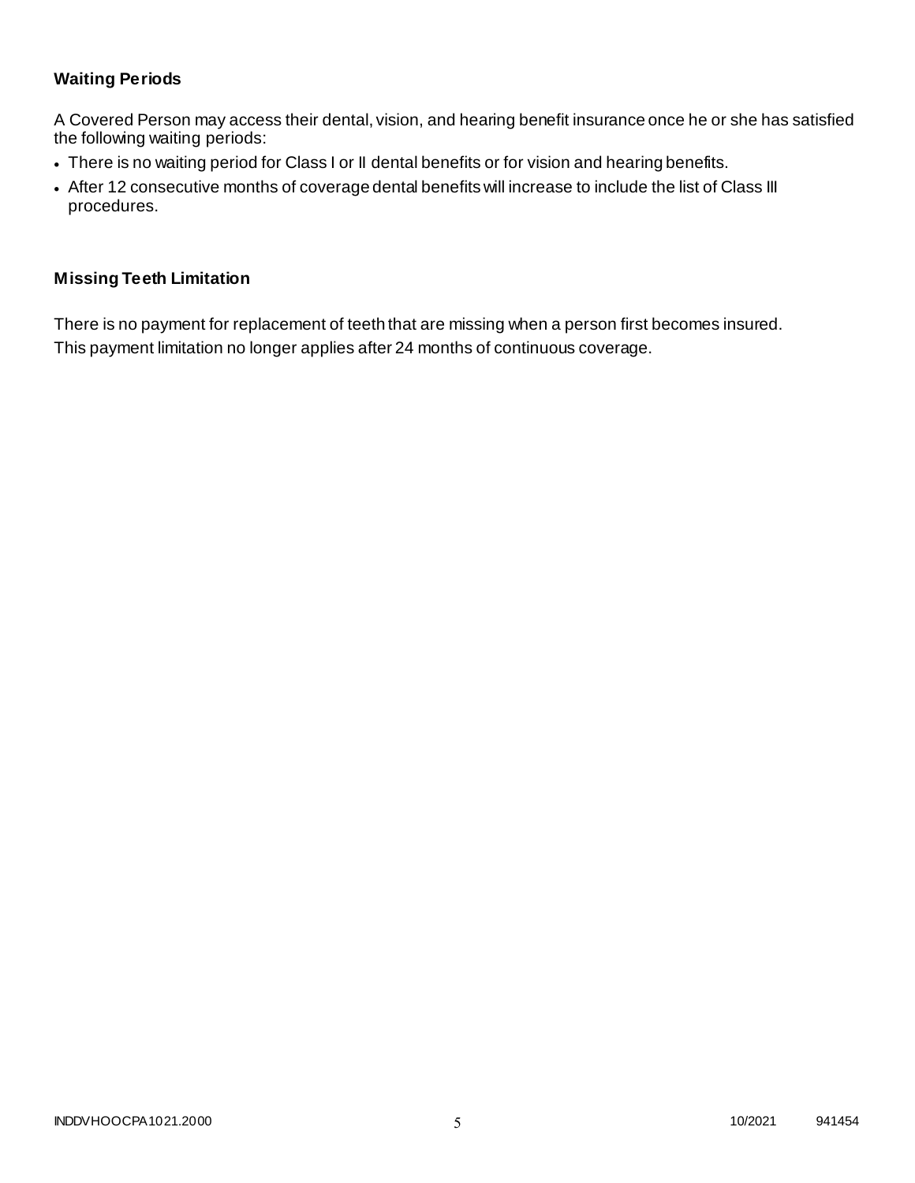### Waiting Periods

A Covered Person may access their dental, vision, and hearing benefit insurance once he or she has satisfied the following waiting periods:

- There is no waiting period for Class I or II dental benefits or for vision and hearing benefits.
- After 12 consecutive months of coverage dental benefits will increase to include the list of Class III procedures.

### Missing Teeth Limitation

There is no payment for replacement of teeth that are missing when a person first becomes insured. This payment limitation no longer applies after 24 months of continuous coverage.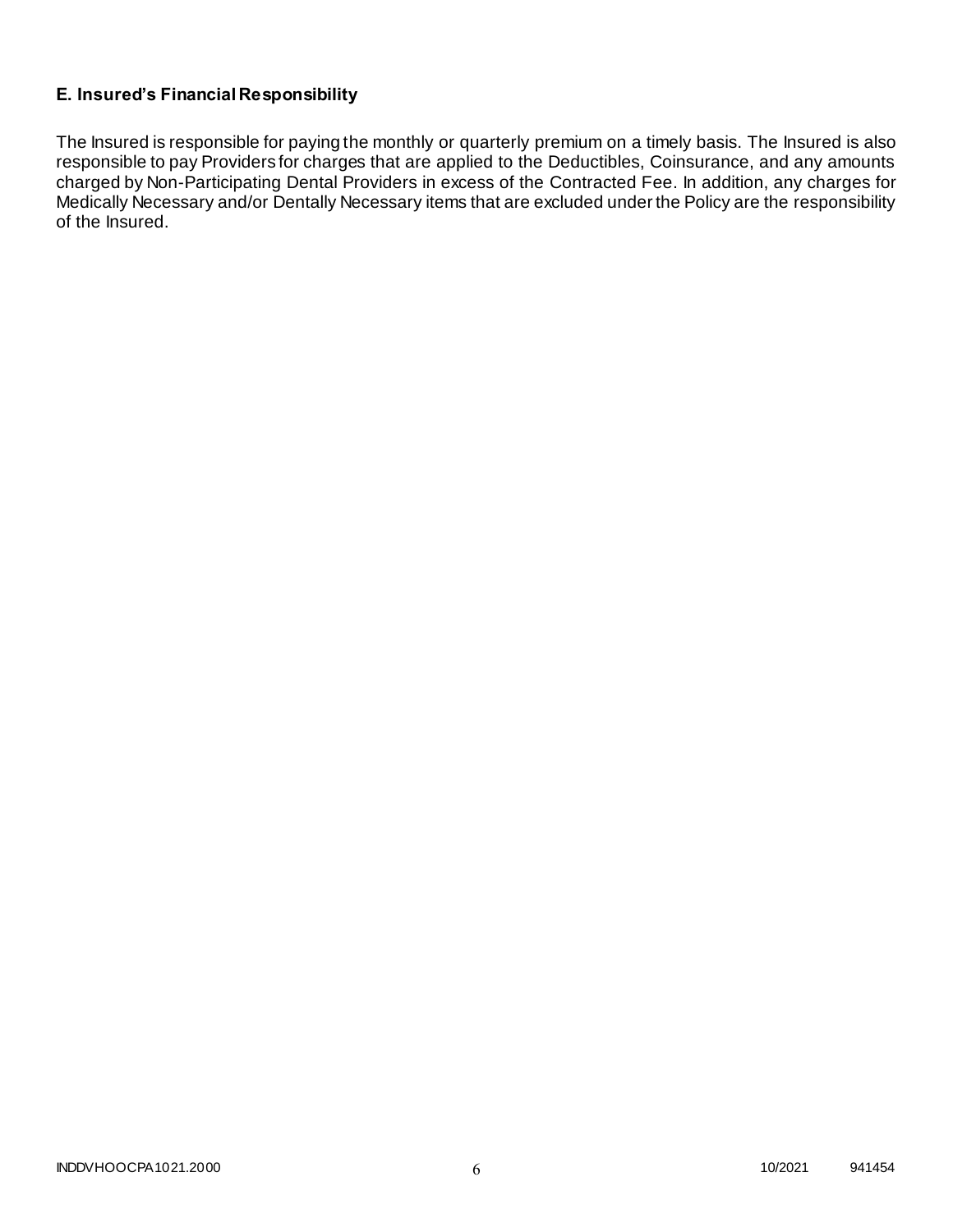### E. Insured's Financial Responsibility

The Insured is responsible for paying the monthly or quarterly premium on a timely basis. The Insured is also responsible to pay Providers for charges that are applied to the Deductibles, Coinsurance, and any amounts charged by Non-Participating Dental Providers in excess of the Contracted Fee. In addition, any charges for Medically Necessary and/or Dentally Necessary items that are excluded under the Policy are the responsibility of the Insured.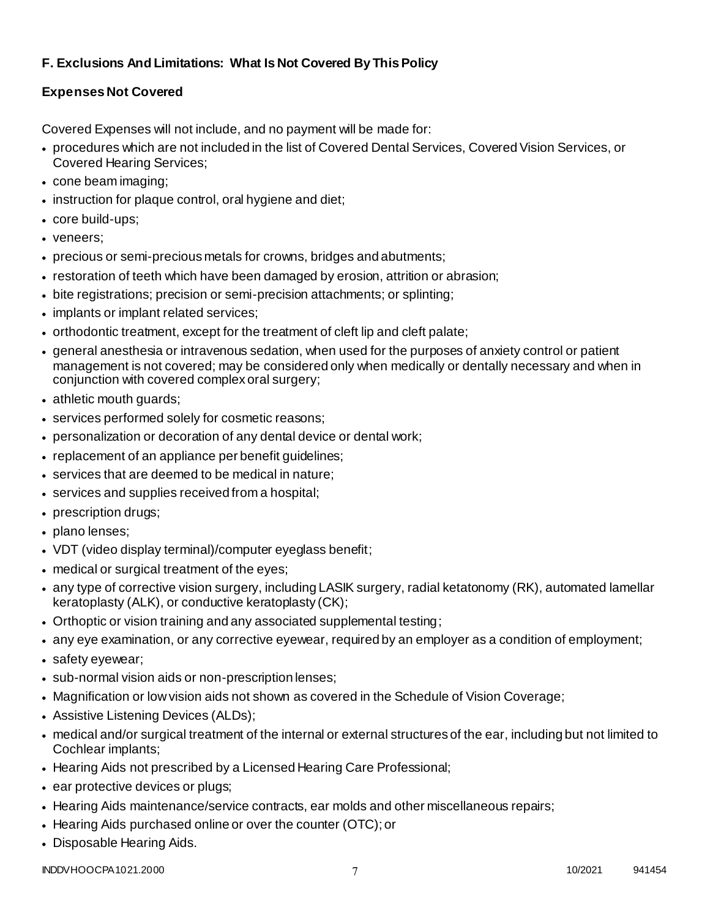## F. Exclusions And Limitations: What Is Not Covered By This Policy

### Expenses Not Covered

Covered Expenses will not include, and no payment will be made for:

- procedures which are not included in the list of Covered Dental Services, Covered Vision Services, or Covered Hearing Services;
- cone beam imaging;
- instruction for plaque control, oral hygiene and diet;
- core build-ups;
- veneers;
- precious or semi-precious metals for crowns, bridges and abutments;
- restoration of teeth which have been damaged by erosion, attrition or abrasion;
- bite registrations; precision or semi-precision attachments; or splinting;
- implants or implant related services;
- orthodontic treatment, except for the treatment of cleft lip and cleft palate;
- general anesthesia or intravenous sedation, when used for the purposes of anxiety control or patient management is not covered; may be considered only when medically or dentally necessary and when in conjunction with covered complex oral surgery;
- athletic mouth guards;
- services performed solely for cosmetic reasons;
- personalization or decoration of any dental device or dental work;
- replacement of an appliance per benefit guidelines;
- services that are deemed to be medical in nature;
- services and supplies received from a hospital;
- prescription drugs;
- plano lenses;
- VDT (video display terminal)/computer eyeglass benefit;
- medical or surgical treatment of the eyes;
- any type of corrective vision surgery, including LASIK surgery, radial ketatonomy (RK), automated lamellar keratoplasty (ALK), or conductive keratoplasty (CK);
- Orthoptic or vision training and any associated supplemental testing;
- any eye examination, or any corrective eyewear, required by an employer as a condition of employment;
- safety eyewear;
- sub-normal vision aids or non-prescription lenses;
- Magnification or low vision aids not shown as covered in the Schedule of Vision Coverage;
- Assistive Listening Devices (ALDs);
- medical and/or surgical treatment of the internal or external structures of the ear, including but not limited to Cochlear implants;
- Hearing Aids not prescribed by a Licensed Hearing Care Professional;
- ear protective devices or plugs;
- Hearing Aids maintenance/service contracts, ear molds and other miscellaneous repairs;
- Hearing Aids purchased online or over the counter (OTC); or
- Disposable Hearing Aids.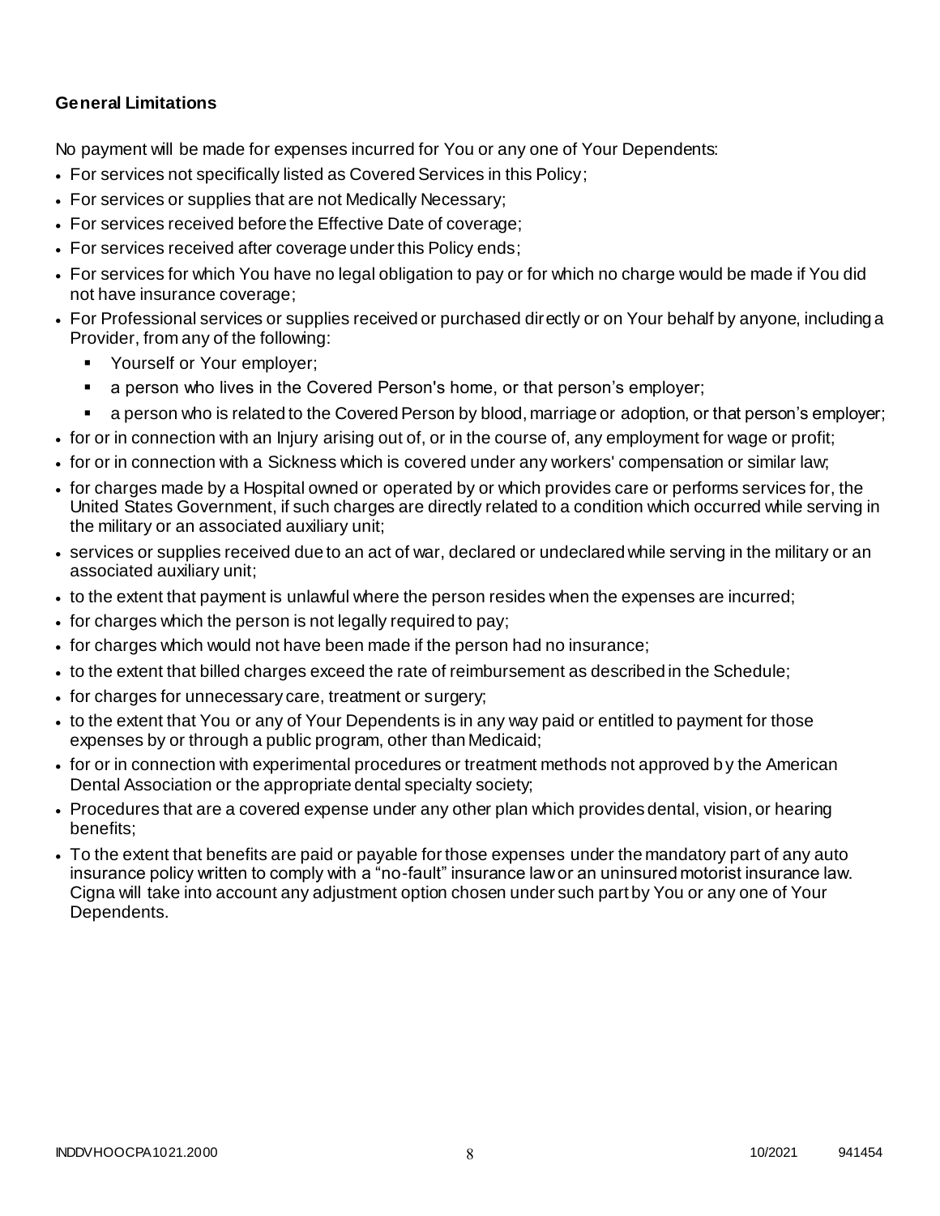**General Limitations**

No payment will be made for expenses incurred for You or any one of Your Dependents:

- For services not specifically listed as Covered Services in this Policy;
- For services or supplies that are not Medically Necessary;
- For services received before the Effective Date of coverage;
- For services received after coverage under this Policy ends;
- For services for which You have no legal obligation to pay or for which no charge would be made if You did not have insurance coverage;
- For Professional services or supplies received or purchased directly or on Your behalf by anyone, including a Provider, from any of the following:
  - Yourself or Your employer;
  - a person who lives in the Covered Person's home, or that person's employer;
  - a person who is related to the Covered Person by blood, marriage or adoption, or that person's employer;
- for or in connection with an Injury arising out of, or in the course of, any employment for wage or profit;
- for or in connection with a Sickness which is covered under any workers' compensation or similar law;
- for charges made by a Hospital owned or operated by or which provides care or performs services for, the United States Government, if such charges are directly related to a condition which occurred while serving in the military or an associated auxiliary unit;
- services or supplies received due to an act of war, declared or undeclared while serving in the military or an associated auxiliary unit;
- to the extent that payment is unlawful where the person resides when the expenses are incurred;
- for charges which the person is not legally required to pay;
- for charges which would not have been made if the person had no insurance;
- to the extent that billed charges exceed the rate of reimbursement as described in the Schedule;
- for charges for unnecessary care, treatment or surgery;
- to the extent that You or any of Your Dependents is in any way paid or entitled to payment for those expenses by or through a public program, other than Medicaid;
- for or in connection with experimental procedures or treatment methods not approved by the American Dental Association or the appropriate dental specialty society;
- Procedures that are a covered expense under any other plan which provides dental, vision, or hearing benefits;
- To the extent that benefits are paid or payable for those expenses under the mandatory part of any auto insurance policy written to comply with a "no-fault" insurance law or an uninsured motorist insurance law. Cigna will take into account any adjustment option chosen under such part by You or any one of Your Dependents.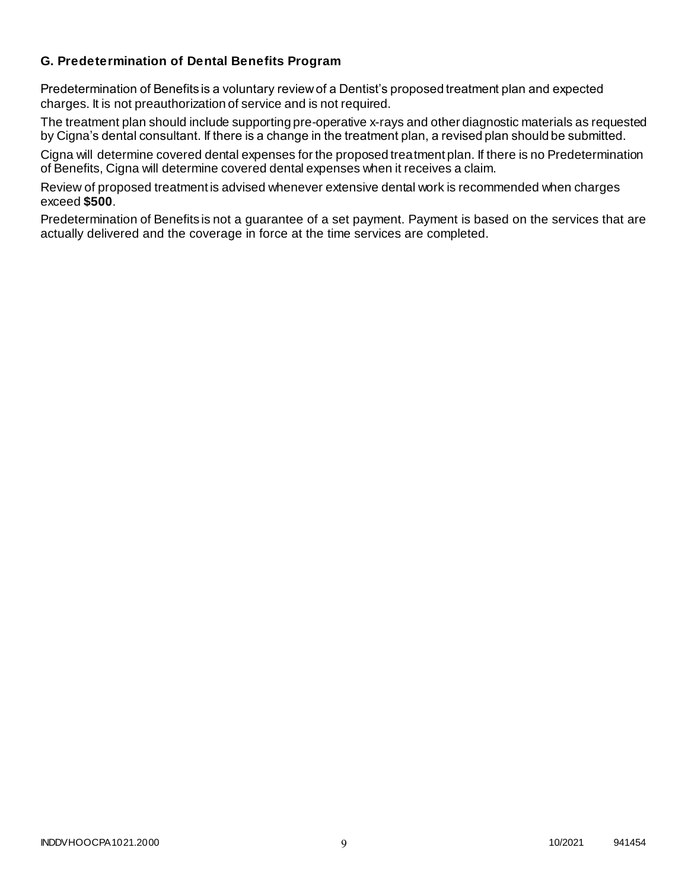### G. Predetermination of Dental Benefits Program

Predetermination of Benefits is a voluntary review of a Dentist's proposed treatment plan and expected charges. It is not preauthorization of service and is not required.

The treatment plan should include supporting pre-operative x-rays and other diagnostic materials as requested by Cigna's dental consultant. If there is a change in the treatment plan, a revised plan should be submitted.

Cigna will determine covered dental expenses for the proposed treatment plan. If there is no Predetermination of Benefits, Cigna will determine covered dental expenses when it receives a claim.

Review of proposed treatment is advised whenever extensive dental work is recommended when charges exceed **$500**.

Predetermination of Benefits is not a guarantee of a set payment. Payment is based on the services that are actually delivered and the coverage in force at the time services are completed.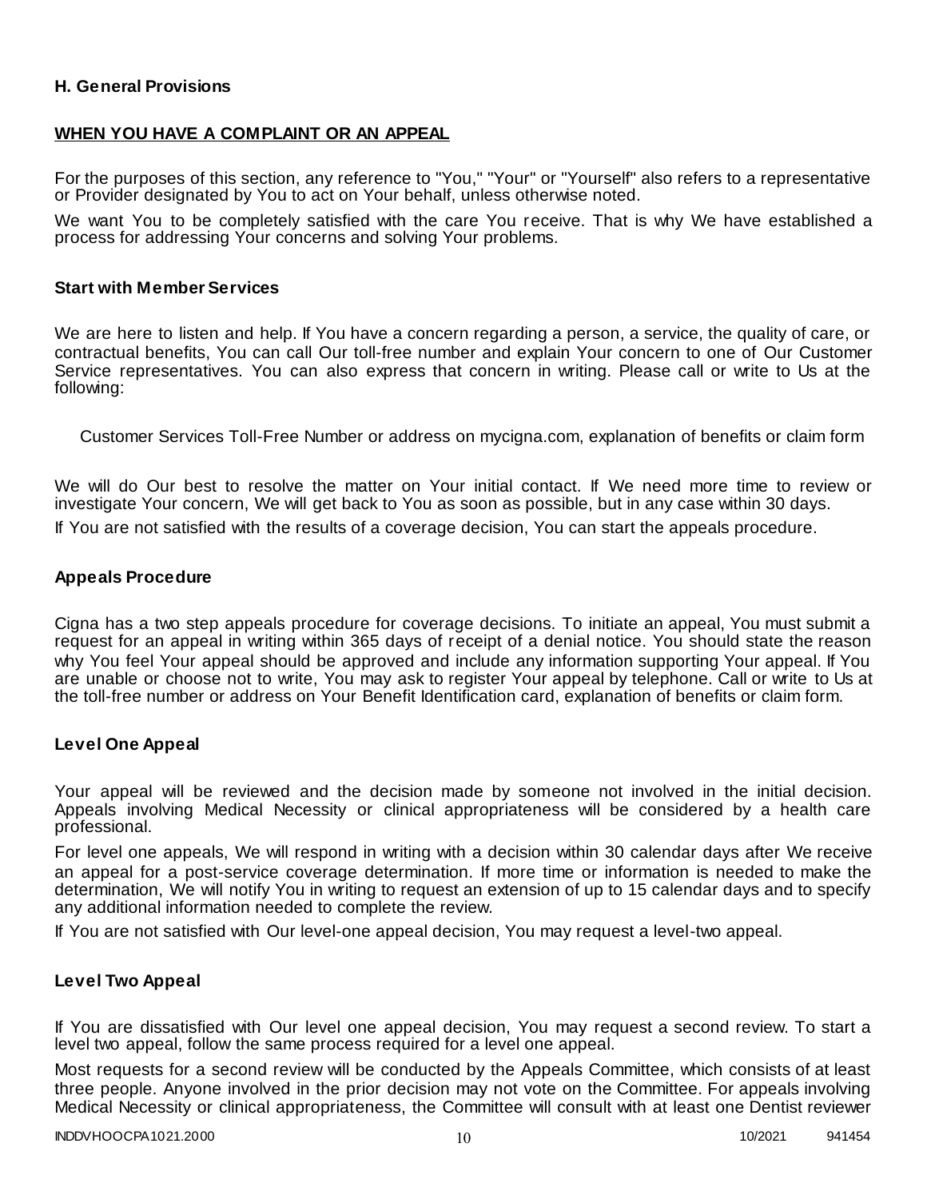## H. General Provisions

**WHEN YOU HAVE A COMPLAINT OR AN APPEAL**

For the purposes of this section, any reference to "You," "Your" or "Yourself" also refers to a representative or Provider designated by You to act on Your behalf, unless otherwise noted.

We want You to be completely satisfied with the care You receive. That is why We have established a process for addressing Your concerns and solving Your problems.

### Start with Member Services

We are here to listen and help. If You have a concern regarding a person, a service, the quality of care, or contractual benefits, You can call Our toll-free number and explain Your concern to one of Our Customer Service representatives. You can also express that concern in writing. Please call or write to Us at the following:

Customer Services Toll-Free Number or address on mycigna.com, explanation of benefits or claim form

We will do Our best to resolve the matter on Your initial contact. If We need more time to review or investigate Your concern, We will get back to You as soon as possible, but in any case within 30 days.

If You are not satisfied with the results of a coverage decision, You can start the appeals procedure.

### Appeals Procedure

Cigna has a two step appeals procedure for coverage decisions. To initiate an appeal, You must submit a request for an appeal in writing within 365 days of receipt of a denial notice. You should state the reason why You feel Your appeal should be approved and include any information supporting Your appeal. If You are unable or choose not to write, You may ask to register Your appeal by telephone. Call or write to Us at the toll-free number or address on Your Benefit Identification card, explanation of benefits or claim form.

### Level One Appeal

Your appeal will be reviewed and the decision made by someone not involved in the initial decision. Appeals involving Medical Necessity or clinical appropriateness will be considered by a health care professional.

For level one appeals, We will respond in writing with a decision within 30 calendar days after We receive an appeal for a post-service coverage determination. If more time or information is needed to make the determination, We will notify You in writing to request an extension of up to 15 calendar days and to specify any additional information needed to complete the review.

If You are not satisfied with Our level-one appeal decision, You may request a level-two appeal.

### Level Two Appeal

If You are dissatisfied with Our level one appeal decision, You may request a second review. To start a level two appeal, follow the same process required for a level one appeal.

Most requests for a second review will be conducted by the Appeals Committee, which consists of at least three people. Anyone involved in the prior decision may not vote on the Committee. For appeals involving Medical Necessity or clinical appropriateness, the Committee will consult with at least one Dentist reviewer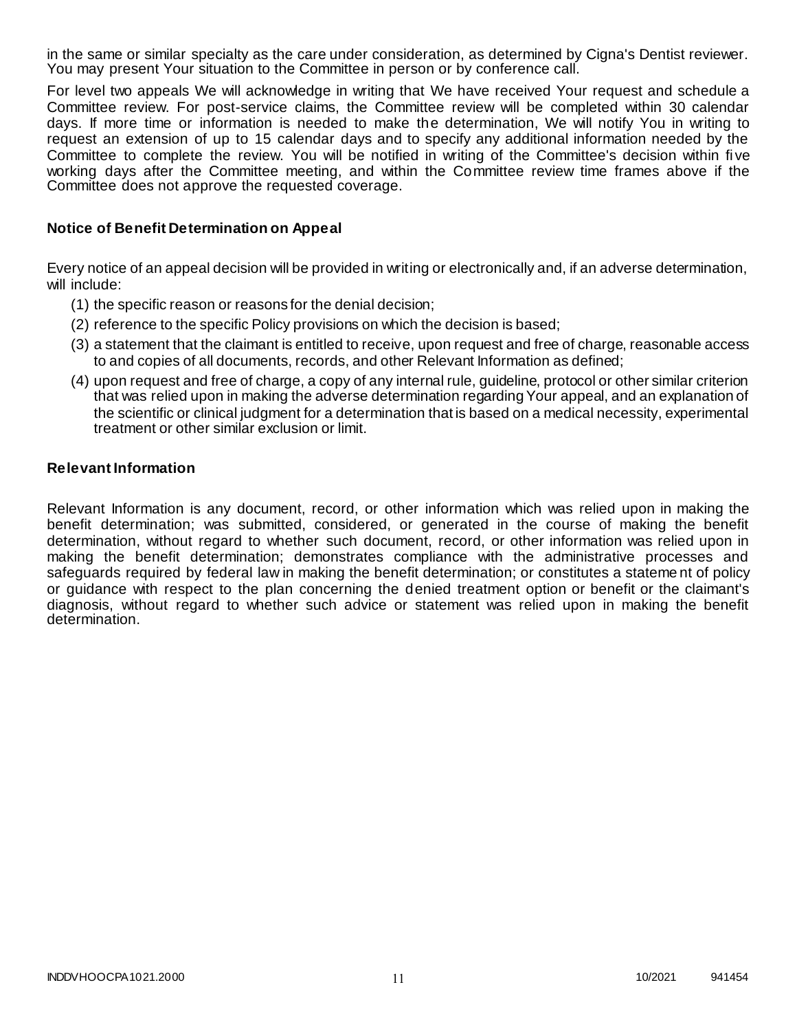in the same or similar specialty as the care under consideration, as determined by Cigna's Dentist reviewer. You may present Your situation to the Committee in person or by conference call.

For level two appeals We will acknowledge in writing that We have received Your request and schedule a Committee review. For post-service claims, the Committee review will be completed within 30 calendar days. If more time or information is needed to make the determination, We will notify You in writing to request an extension of up to 15 calendar days and to specify any additional information needed by the Committee to complete the review. You will be notified in writing of the Committee's decision within five working days after the Committee meeting, and within the Committee review time frames above if the Committee does not approve the requested coverage.

### Notice of Benefit Determination on Appeal

Every notice of an appeal decision will be provided in writing or electronically and, if an adverse determination, will include:

(1) the specific reason or reasons for the denial decision;

(2) reference to the specific Policy provisions on which the decision is based;

(3) a statement that the claimant is entitled to receive, upon request and free of charge, reasonable access to and copies of all documents, records, and other Relevant Information as defined;

(4) upon request and free of charge, a copy of any internal rule, guideline, protocol or other similar criterion that was relied upon in making the adverse determination regarding Your appeal, and an explanation of the scientific or clinical judgment for a determination that is based on a medical necessity, experimental treatment or other similar exclusion or limit.

### Relevant Information

Relevant Information is any document, record, or other information which was relied upon in making the benefit determination; was submitted, considered, or generated in the course of making the benefit determination, without regard to whether such document, record, or other information was relied upon in making the benefit determination; demonstrates compliance with the administrative processes and safeguards required by federal law in making the benefit determination; or constitutes a statement of policy or guidance with respect to the plan concerning the denied treatment option or benefit or the claimant's diagnosis, without regard to whether such advice or statement was relied upon in making the benefit determination.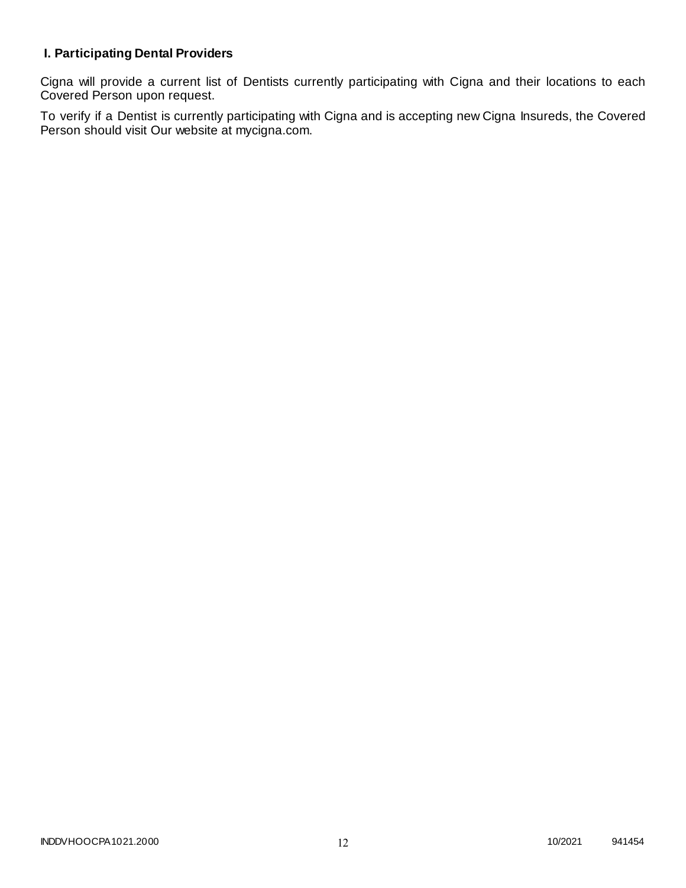## I. Participating Dental Providers

Cigna will provide a current list of Dentists currently participating with Cigna and their locations to each Covered Person upon request.

To verify if a Dentist is currently participating with Cigna and is accepting new Cigna Insureds, the Covered Person should visit Our website at mycigna.com.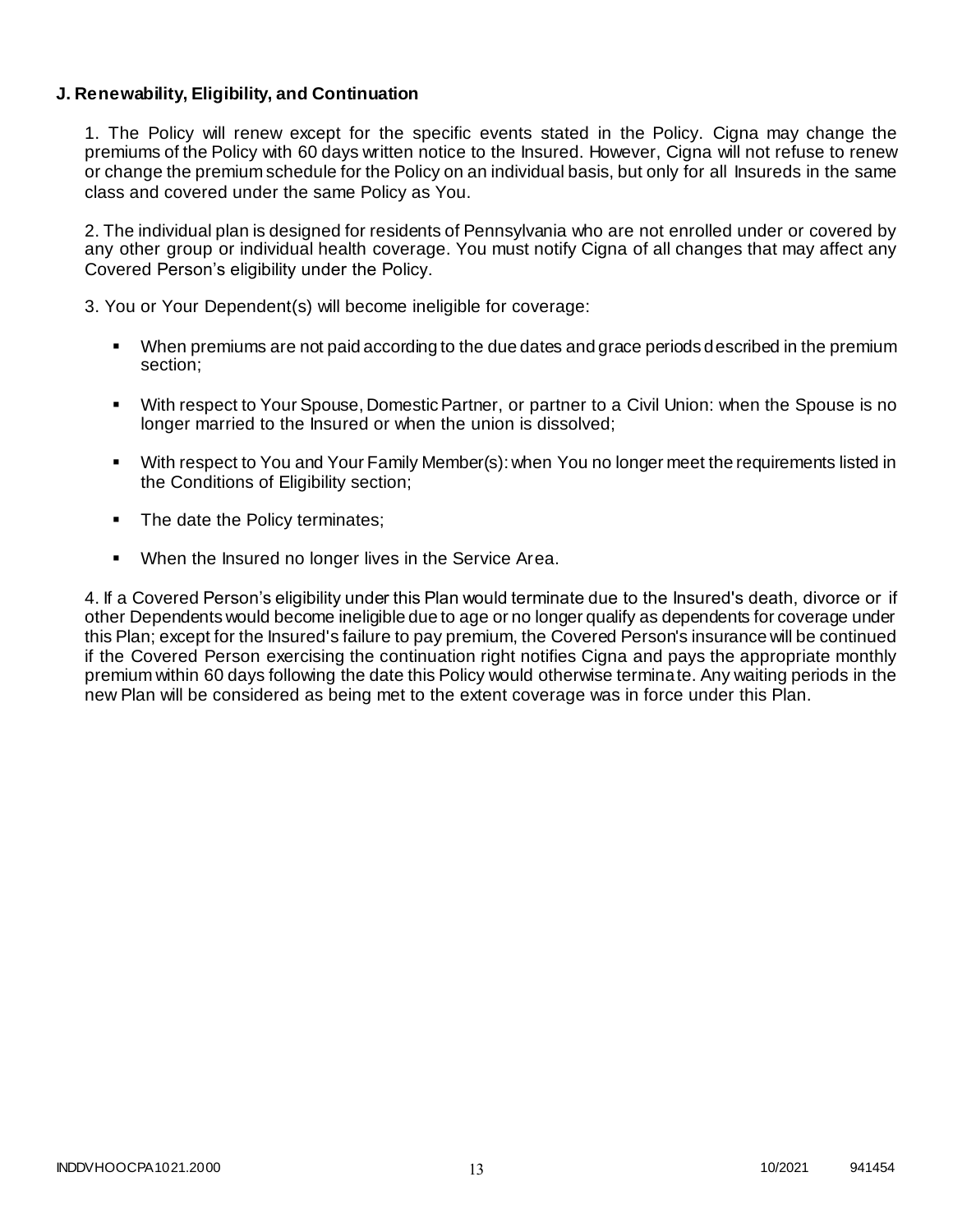**J. Renewability, Eligibility, and Continuation**

1. The Policy will renew except for the specific events stated in the Policy. Cigna may change the premiums of the Policy with 60 days written notice to the Insured. However, Cigna will not refuse to renew or change the premium schedule for the Policy on an individual basis, but only for all Insureds in the same class and covered under the same Policy as You.

2. The individual plan is designed for residents of Pennsylvania who are not enrolled under or covered by any other group or individual health coverage. You must notify Cigna of all changes that may affect any Covered Person's eligibility under the Policy.

3. You or Your Dependent(s) will become ineligible for coverage:

- When premiums are not paid according to the due dates and grace periods described in the premium section;
- With respect to Your Spouse, Domestic Partner, or partner to a Civil Union: when the Spouse is no longer married to the Insured or when the union is dissolved;
- With respect to You and Your Family Member(s): when You no longer meet the requirements listed in the Conditions of Eligibility section;
- The date the Policy terminates;
- When the Insured no longer lives in the Service Area.

4. If a Covered Person's eligibility under this Plan would terminate due to the Insured's death, divorce or if other Dependents would become ineligible due to age or no longer qualify as dependents for coverage under this Plan; except for the Insured's failure to pay premium, the Covered Person's insurance will be continued if the Covered Person exercising the continuation right notifies Cigna and pays the appropriate monthly premium within 60 days following the date this Policy would otherwise terminate. Any waiting periods in the new Plan will be considered as being met to the extent coverage was in force under this Plan.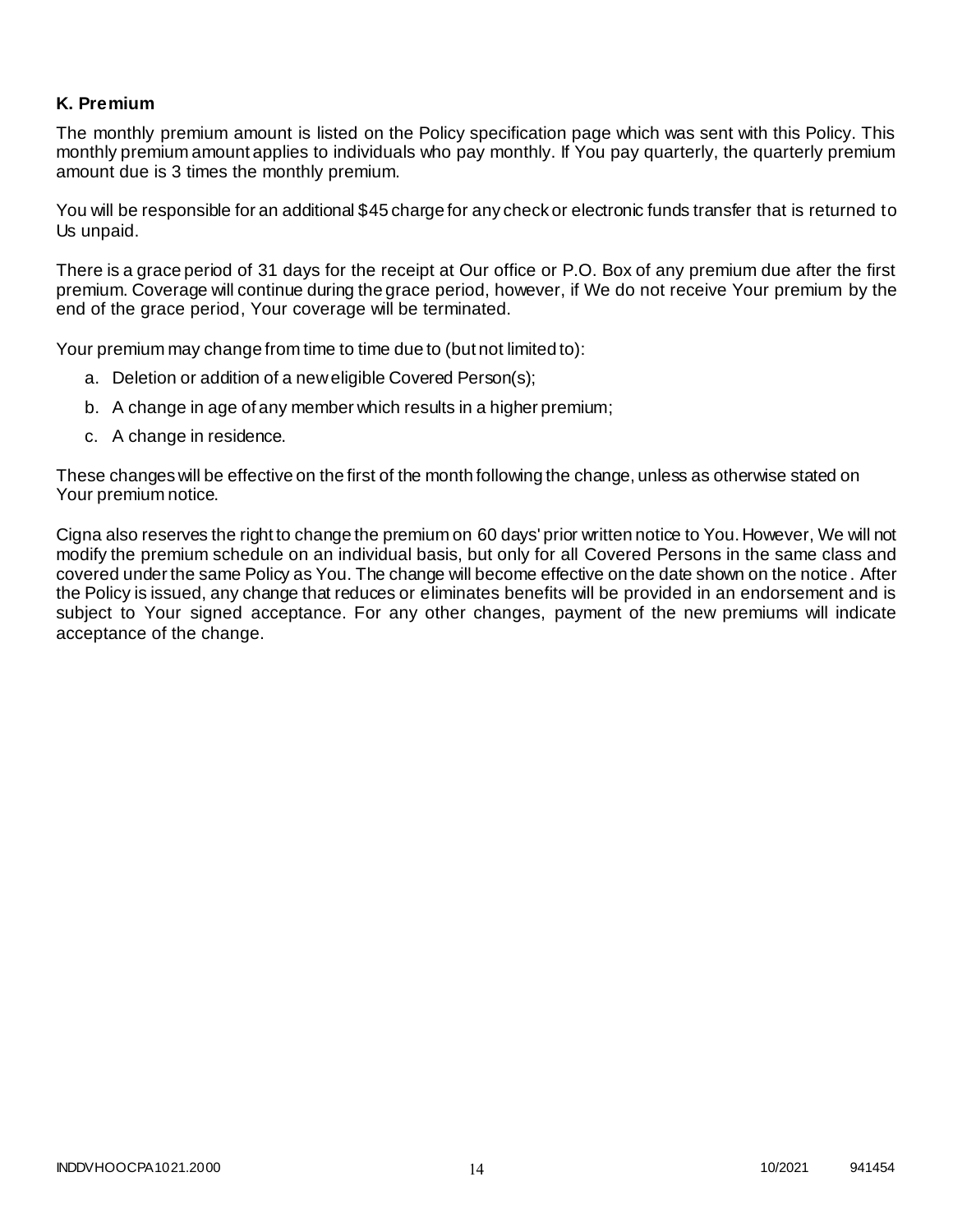**K. Premium**

The monthly premium amount is listed on the Policy specification page which was sent with this Policy. This monthly premium amount applies to individuals who pay monthly. If You pay quarterly, the quarterly premium amount due is 3 times the monthly premium.

You will be responsible for an additional $45 charge for any check or electronic funds transfer that is returned to Us unpaid.

There is a grace period of 31 days for the receipt at Our office or P.O. Box of any premium due after the first premium. Coverage will continue during the grace period, however, if We do not receive Your premium by the end of the grace period, Your coverage will be terminated.

Your premium may change from time to time due to (but not limited to):

a. Deletion or addition of a new eligible Covered Person(s);
b. A change in age of any member which results in a higher premium;
c. A change in residence.

These changes will be effective on the first of the month following the change, unless as otherwise stated on Your premium notice.

Cigna also reserves the right to change the premium on 60 days' prior written notice to You. However, We will not modify the premium schedule on an individual basis, but only for all Covered Persons in the same class and covered under the same Policy as You. The change will become effective on the date shown on the notice. After the Policy is issued, any change that reduces or eliminates benefits will be provided in an endorsement and is subject to Your signed acceptance. For any other changes, payment of the new premiums will indicate acceptance of the change.